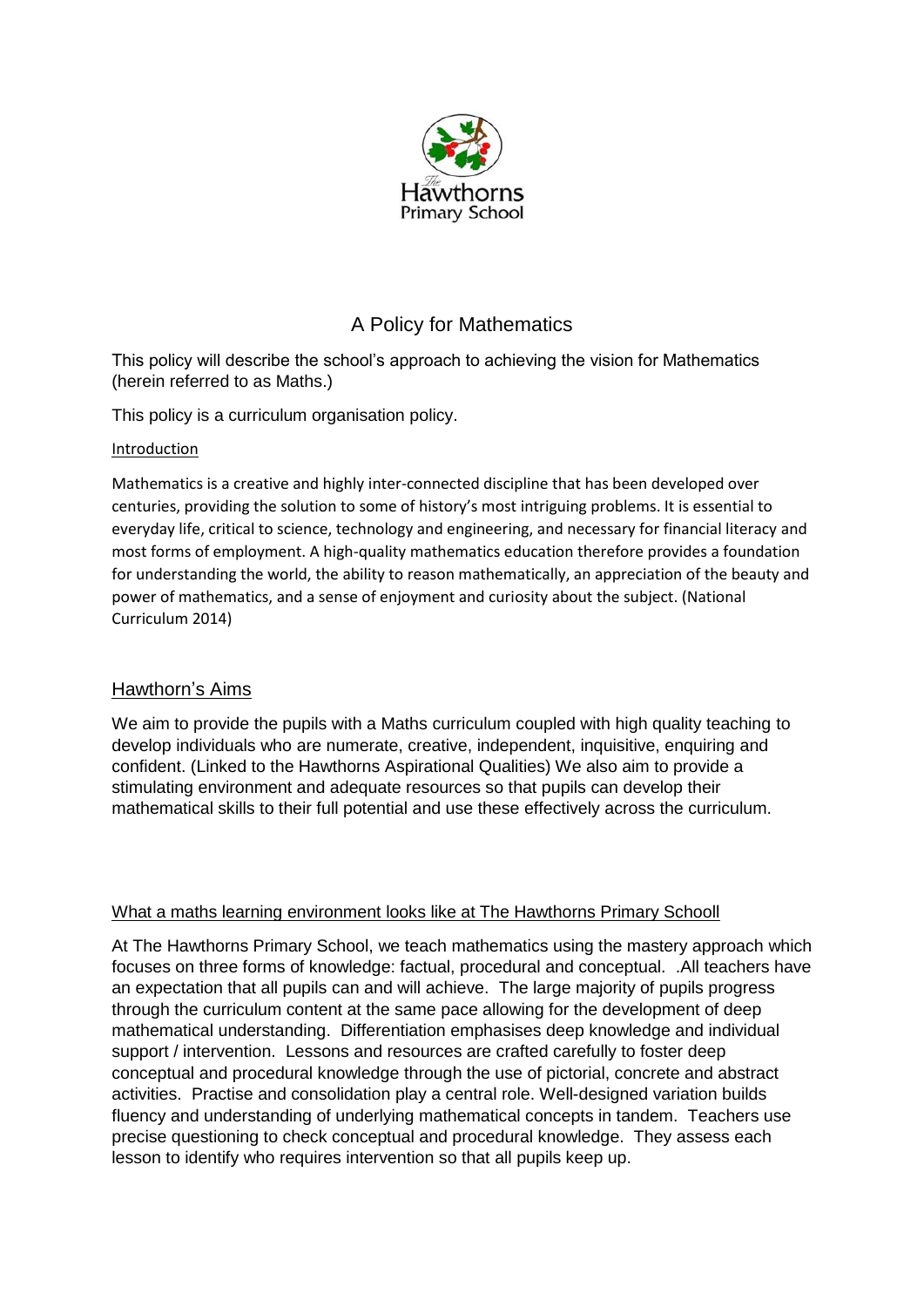# A Policy for Mathematics

This policy will describe the school's approach to achieving the vision for Mathematics (herein referred to as Maths.)

This policy is a curriculum organisation policy.

## Introduction

Mathematics is a creative and highly inter-connected discipline that has been developed over centuries, providing the solution to some of history's most intriguing problems. It is essential to everyday life, critical to science, technology and engineering, and necessary for financial literacy and most forms of employment. A high-quality mathematics education therefore provides a foundation for understanding the world, the ability to reason mathematically, an appreciation of the beauty and power of mathematics, and a sense of enjoyment and curiosity about the subject. (National Curriculum 2014)

## Hawthorn's Aims

We aim to provide the pupils with a Maths curriculum coupled with high quality teaching to develop individuals who are numerate, creative, independent, inquisitive, enquiring and confident. (Linked to the Hawthorns Aspirational Qualities) We also aim to provide a stimulating environment and adequate resources so that pupils can develop their mathematical skills to their full potential and use these effectively across the curriculum.

## What a maths learning environment looks like at The Hawthorns Primary Schooll

At The Hawthorns Primary School, we teach mathematics using the mastery approach which focuses on three forms of knowledge: factual, procedural and conceptual. .All teachers have an expectation that all pupils can and will achieve. The large majority of pupils progress through the curriculum content at the same pace allowing for the development of deep mathematical understanding. Differentiation emphasises deep knowledge and individual support / intervention. Lessons and resources are crafted carefully to foster deep conceptual and procedural knowledge through the use of pictorial, concrete and abstract activities. Practise and consolidation play a central role. Well-designed variation builds fluency and understanding of underlying mathematical concepts in tandem. Teachers use precise questioning to check conceptual and procedural knowledge. They assess each lesson to identify who requires intervention so that all pupils keep up.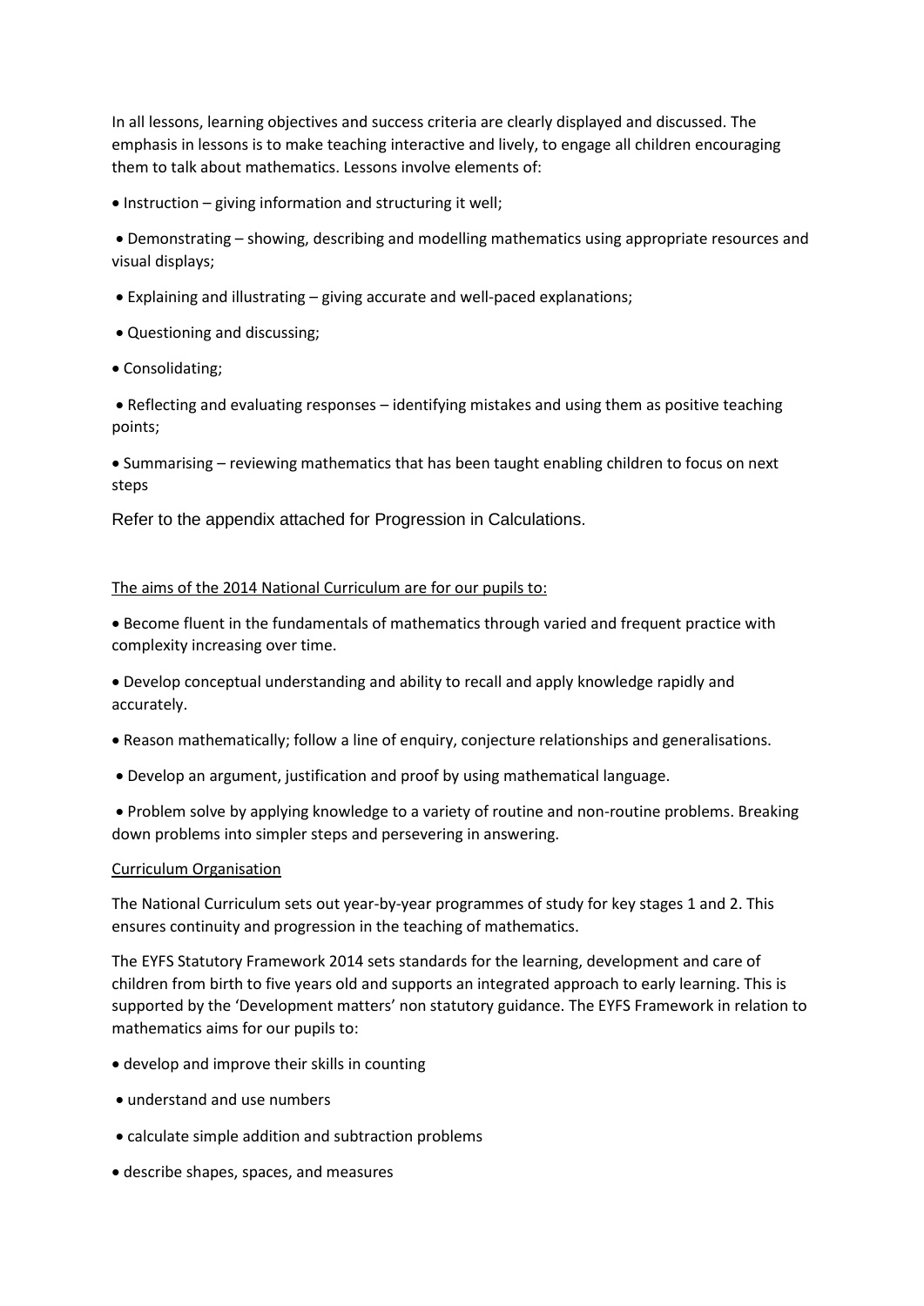In all lessons, learning objectives and success criteria are clearly displayed and discussed. The emphasis in lessons is to make teaching interactive and lively, to engage all children encouraging them to talk about mathematics. Lessons involve elements of:

- Instruction – giving information and structuring it well;
- Demonstrating – showing, describing and modelling mathematics using appropriate resources and visual displays;
- Explaining and illustrating – giving accurate and well-paced explanations;
- Questioning and discussing;
- Consolidating;
- Reflecting and evaluating responses – identifying mistakes and using them as positive teaching points;
- Summarising – reviewing mathematics that has been taught enabling children to focus on next steps

Refer to the appendix attached for Progression in Calculations.

<u>The aims of the 2014 National Curriculum are for our pupils to:</u>

- Become fluent in the fundamentals of mathematics through varied and frequent practice with complexity increasing over time.
- Develop conceptual understanding and ability to recall and apply knowledge rapidly and accurately.
- Reason mathematically; follow a line of enquiry, conjecture relationships and generalisations.
- Develop an argument, justification and proof by using mathematical language.
- Problem solve by applying knowledge to a variety of routine and non-routine problems. Breaking down problems into simpler steps and persevering in answering.

<u>Curriculum Organisation</u>

The National Curriculum sets out year-by-year programmes of study for key stages 1 and 2. This ensures continuity and progression in the teaching of mathematics.

The EYFS Statutory Framework 2014 sets standards for the learning, development and care of children from birth to five years old and supports an integrated approach to early learning. This is supported by the 'Development matters' non statutory guidance. The EYFS Framework in relation to mathematics aims for our pupils to:

- develop and improve their skills in counting
- understand and use numbers
- calculate simple addition and subtraction problems
- describe shapes, spaces, and measures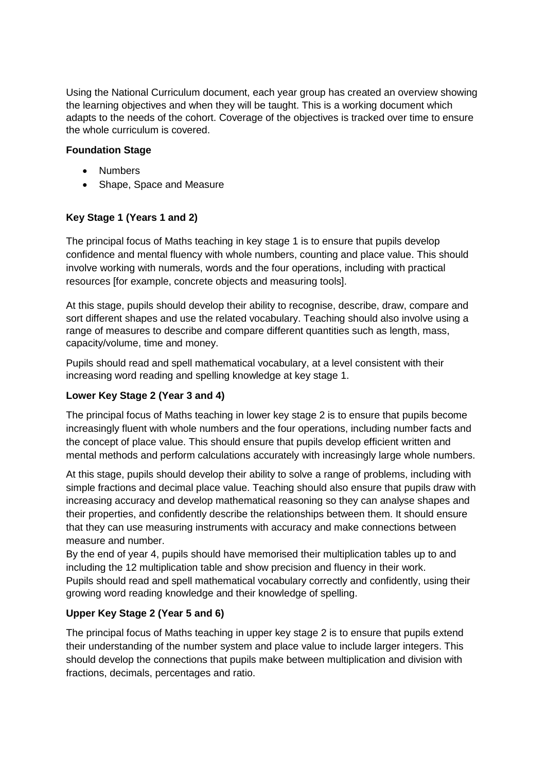Using the National Curriculum document, each year group has created an overview showing the learning objectives and when they will be taught. This is a working document which adapts to the needs of the cohort. Coverage of the objectives is tracked over time to ensure the whole curriculum is covered.

**Foundation Stage**

- Numbers
- Shape, Space and Measure

**Key Stage 1 (Years 1 and 2)**

The principal focus of Maths teaching in key stage 1 is to ensure that pupils develop confidence and mental fluency with whole numbers, counting and place value. This should involve working with numerals, words and the four operations, including with practical resources [for example, concrete objects and measuring tools].

At this stage, pupils should develop their ability to recognise, describe, draw, compare and sort different shapes and use the related vocabulary. Teaching should also involve using a range of measures to describe and compare different quantities such as length, mass, capacity/volume, time and money.

Pupils should read and spell mathematical vocabulary, at a level consistent with their increasing word reading and spelling knowledge at key stage 1.

**Lower Key Stage 2 (Year 3 and 4)**

The principal focus of Maths teaching in lower key stage 2 is to ensure that pupils become increasingly fluent with whole numbers and the four operations, including number facts and the concept of place value. This should ensure that pupils develop efficient written and mental methods and perform calculations accurately with increasingly large whole numbers.

At this stage, pupils should develop their ability to solve a range of problems, including with simple fractions and decimal place value. Teaching should also ensure that pupils draw with increasing accuracy and develop mathematical reasoning so they can analyse shapes and their properties, and confidently describe the relationships between them. It should ensure that they can use measuring instruments with accuracy and make connections between measure and number.

By the end of year 4, pupils should have memorised their multiplication tables up to and including the 12 multiplication table and show precision and fluency in their work.

Pupils should read and spell mathematical vocabulary correctly and confidently, using their growing word reading knowledge and their knowledge of spelling.

**Upper Key Stage 2 (Year 5 and 6)**

The principal focus of Maths teaching in upper key stage 2 is to ensure that pupils extend their understanding of the number system and place value to include larger integers. This should develop the connections that pupils make between multiplication and division with fractions, decimals, percentages and ratio.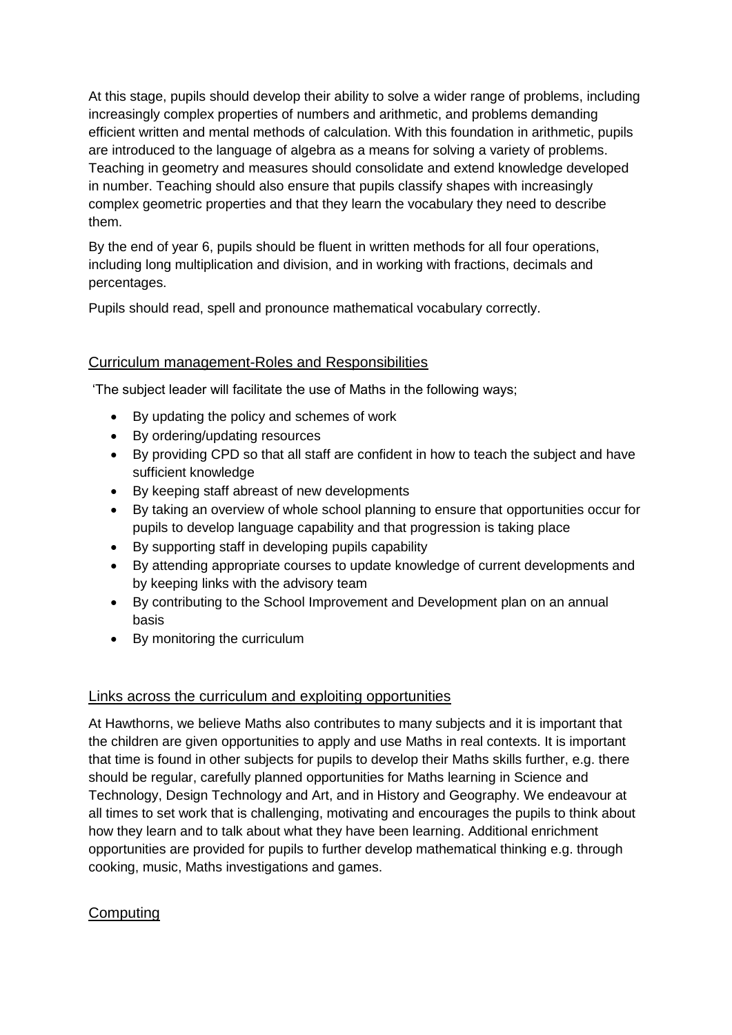At this stage, pupils should develop their ability to solve a wider range of problems, including increasingly complex properties of numbers and arithmetic, and problems demanding efficient written and mental methods of calculation. With this foundation in arithmetic, pupils are introduced to the language of algebra as a means for solving a variety of problems. Teaching in geometry and measures should consolidate and extend knowledge developed in number. Teaching should also ensure that pupils classify shapes with increasingly complex geometric properties and that they learn the vocabulary they need to describe them.

By the end of year 6, pupils should be fluent in written methods for all four operations, including long multiplication and division, and in working with fractions, decimals and percentages.

Pupils should read, spell and pronounce mathematical vocabulary correctly.

## Curriculum management-Roles and Responsibilities

'The subject leader will facilitate the use of Maths in the following ways;

- By updating the policy and schemes of work
- By ordering/updating resources
- By providing CPD so that all staff are confident in how to teach the subject and have sufficient knowledge
- By keeping staff abreast of new developments
- By taking an overview of whole school planning to ensure that opportunities occur for pupils to develop language capability and that progression is taking place
- By supporting staff in developing pupils capability
- By attending appropriate courses to update knowledge of current developments and by keeping links with the advisory team
- By contributing to the School Improvement and Development plan on an annual basis
- By monitoring the curriculum

## Links across the curriculum and exploiting opportunities

At Hawthorns, we believe Maths also contributes to many subjects and it is important that the children are given opportunities to apply and use Maths in real contexts. It is important that time is found in other subjects for pupils to develop their Maths skills further, e.g. there should be regular, carefully planned opportunities for Maths learning in Science and Technology, Design Technology and Art, and in History and Geography. We endeavour at all times to set work that is challenging, motivating and encourages the pupils to think about how they learn and to talk about what they have been learning. Additional enrichment opportunities are provided for pupils to further develop mathematical thinking e.g. through cooking, music, Maths investigations and games.

## Computing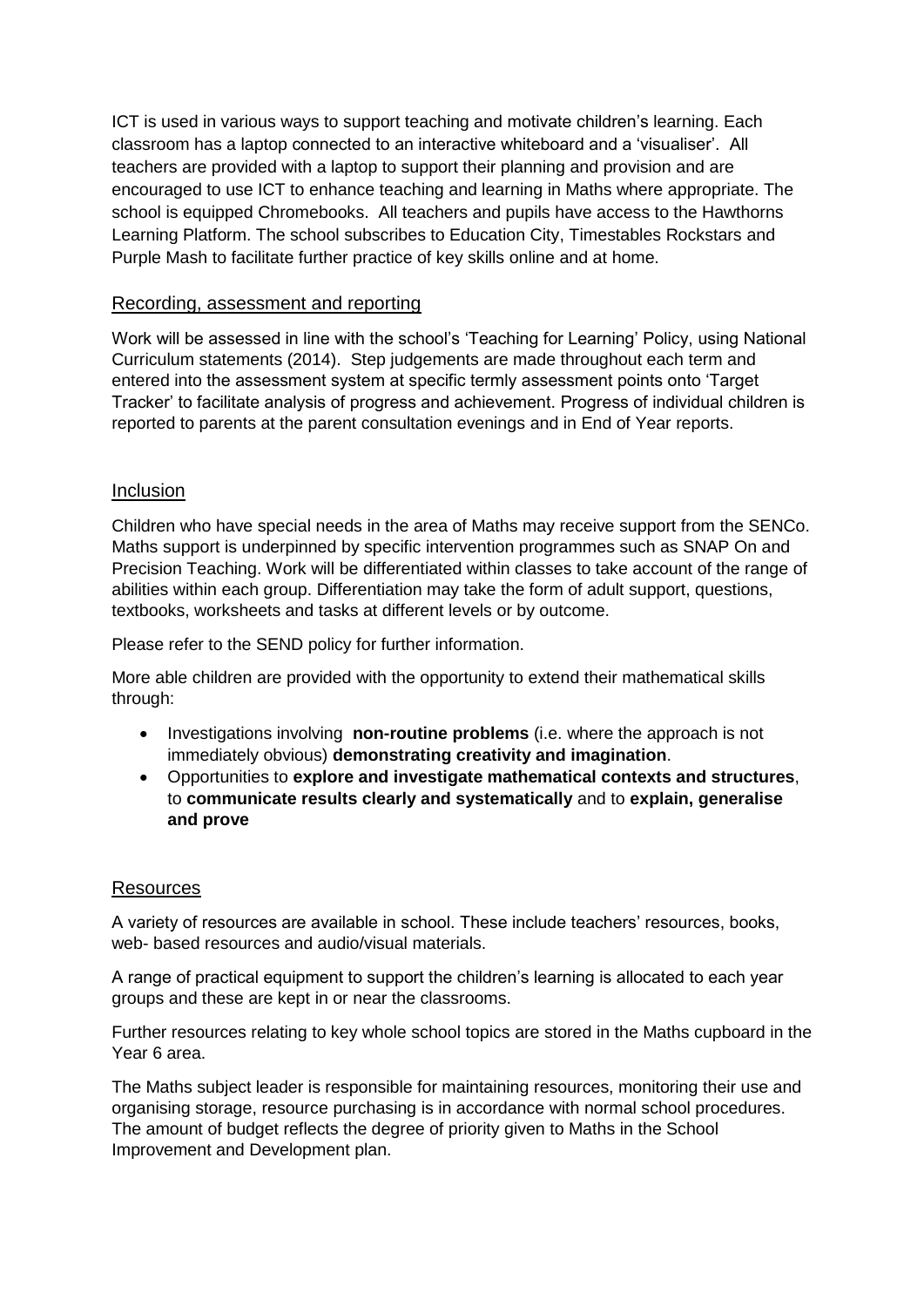ICT is used in various ways to support teaching and motivate children's learning. Each classroom has a laptop connected to an interactive whiteboard and a 'visualiser'. All teachers are provided with a laptop to support their planning and provision and are encouraged to use ICT to enhance teaching and learning in Maths where appropriate. The school is equipped Chromebooks. All teachers and pupils have access to the Hawthorns Learning Platform. The school subscribes to Education City, Timestables Rockstars and Purple Mash to facilitate further practice of key skills online and at home.

## Recording, assessment and reporting

Work will be assessed in line with the school's 'Teaching for Learning' Policy, using National Curriculum statements (2014). Step judgements are made throughout each term and entered into the assessment system at specific termly assessment points onto 'Target Tracker' to facilitate analysis of progress and achievement. Progress of individual children is reported to parents at the parent consultation evenings and in End of Year reports.

## Inclusion

Children who have special needs in the area of Maths may receive support from the SENCo. Maths support is underpinned by specific intervention programmes such as SNAP On and Precision Teaching. Work will be differentiated within classes to take account of the range of abilities within each group. Differentiation may take the form of adult support, questions, textbooks, worksheets and tasks at different levels or by outcome.

Please refer to the SEND policy for further information.

More able children are provided with the opportunity to extend their mathematical skills through:

- Investigations involving **non-routine problems** (i.e. where the approach is not immediately obvious) **demonstrating creativity and imagination**.
- Opportunities to **explore and investigate mathematical contexts and structures**, to **communicate results clearly and systematically** and to **explain, generalise and prove**

## Resources

A variety of resources are available in school. These include teachers' resources, books, web- based resources and audio/visual materials.

A range of practical equipment to support the children's learning is allocated to each year groups and these are kept in or near the classrooms.

Further resources relating to key whole school topics are stored in the Maths cupboard in the Year 6 area.

The Maths subject leader is responsible for maintaining resources, monitoring their use and organising storage, resource purchasing is in accordance with normal school procedures. The amount of budget reflects the degree of priority given to Maths in the School Improvement and Development plan.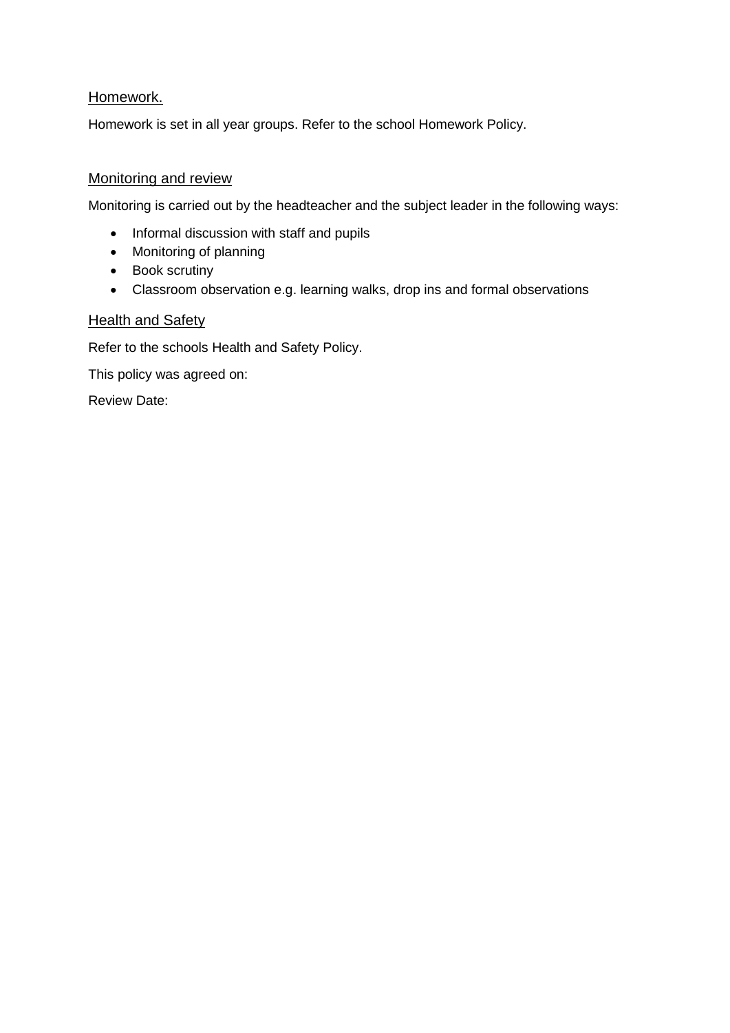## Homework.

Homework is set in all year groups. Refer to the school Homework Policy.

## Monitoring and review

Monitoring is carried out by the headteacher and the subject leader in the following ways:

- Informal discussion with staff and pupils
- Monitoring of planning
- Book scrutiny
- Classroom observation e.g. learning walks, drop ins and formal observations

## Health and Safety

Refer to the schools Health and Safety Policy.

This policy was agreed on:

Review Date: